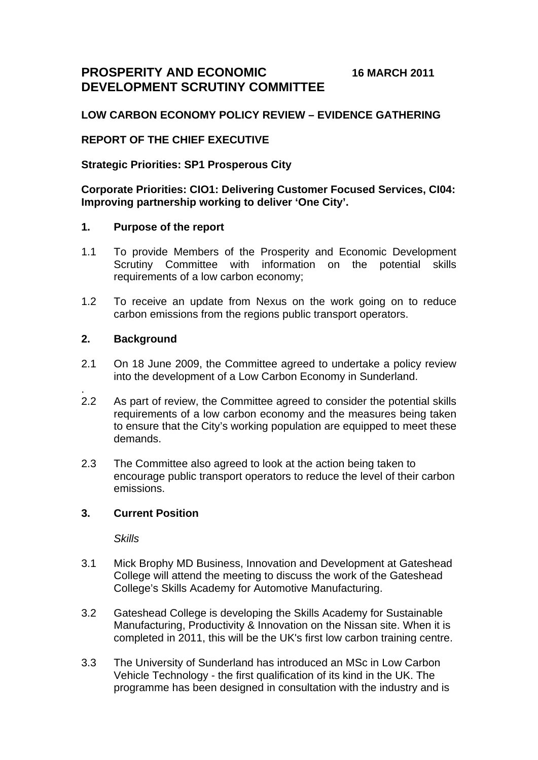# PROSPERITY AND ECONOMIC DEVELOPMENT SCRUTINY COMMITTEE

**16 MARCH 2011**

**LOW CARBON ECONOMY POLICY REVIEW – EVIDENCE GATHERING**

**REPORT OF THE CHIEF EXECUTIVE**

**Strategic Priorities: SP1 Prosperous City**

**Corporate Priorities: CIO1: Delivering Customer Focused Services, CI04: Improving partnership working to deliver 'One City'.**

## 1. Purpose of the report

1.1 To provide Members of the Prosperity and Economic Development Scrutiny Committee with information on the potential skills requirements of a low carbon economy;

1.2 To receive an update from Nexus on the work going on to reduce carbon emissions from the regions public transport operators.

## 2. Background

2.1 On 18 June 2009, the Committee agreed to undertake a policy review into the development of a Low Carbon Economy in Sunderland.

.

2.2 As part of review, the Committee agreed to consider the potential skills requirements of a low carbon economy and the measures being taken to ensure that the City's working population are equipped to meet these demands.

2.3 The Committee also agreed to look at the action being taken to encourage public transport operators to reduce the level of their carbon emissions.

## 3. Current Position

*Skills*

3.1 Mick Brophy MD Business, Innovation and Development at Gateshead College will attend the meeting to discuss the work of the Gateshead College's Skills Academy for Automotive Manufacturing.

3.2 Gateshead College is developing the Skills Academy for Sustainable Manufacturing, Productivity & Innovation on the Nissan site. When it is completed in 2011, this will be the UK's first low carbon training centre.

3.3 The University of Sunderland has introduced an MSc in Low Carbon Vehicle Technology - the first qualification of its kind in the UK. The programme has been designed in consultation with the industry and is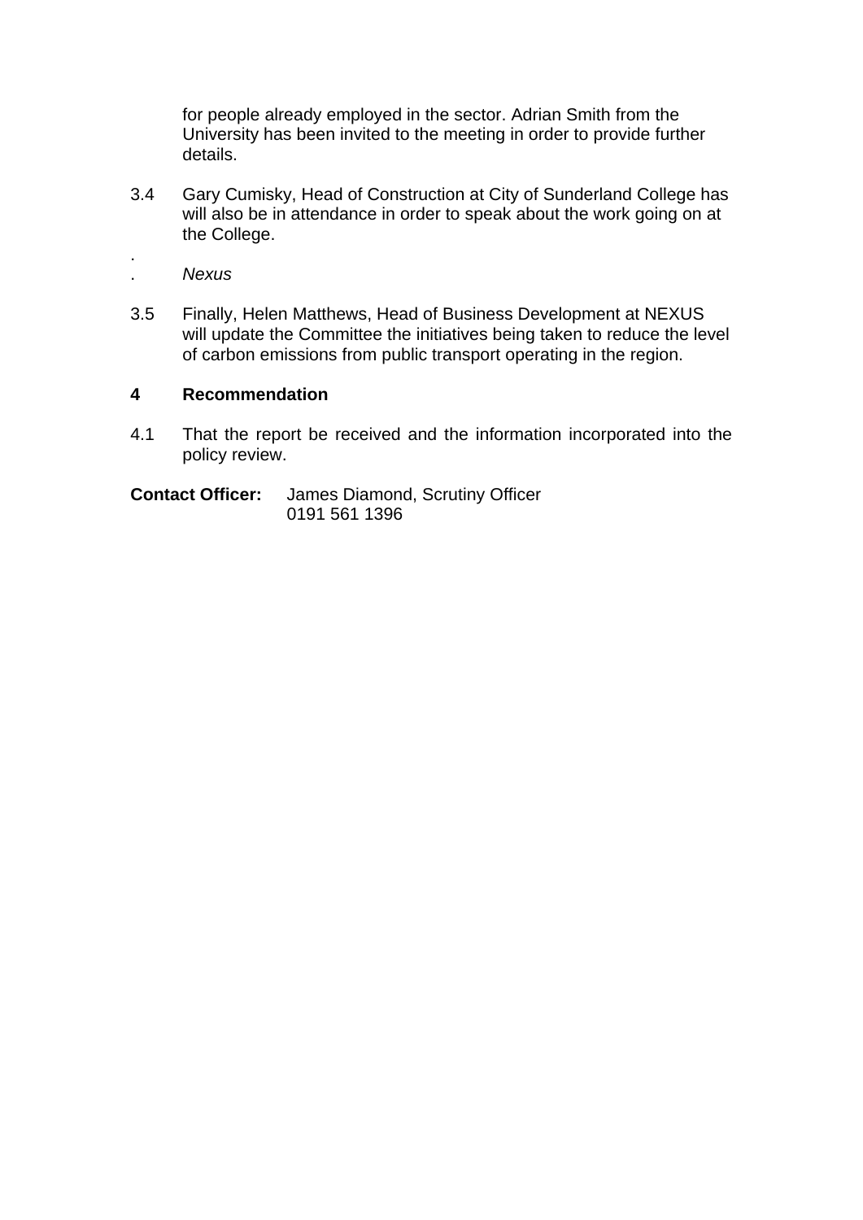for people already employed in the sector. Adrian Smith from the University has been invited to the meeting in order to provide further details.

3.4 Gary Cumisky, Head of Construction at City of Sunderland College has will also be in attendance in order to speak about the work going on at the College.

*Nexus*

3.5 Finally, Helen Matthews, Head of Business Development at NEXUS will update the Committee the initiatives being taken to reduce the level of carbon emissions from public transport operating in the region.

## 4 Recommendation

4.1 That the report be received and the information incorporated into the policy review.

**Contact Officer:** James Diamond, Scrutiny Officer
0191 561 1396